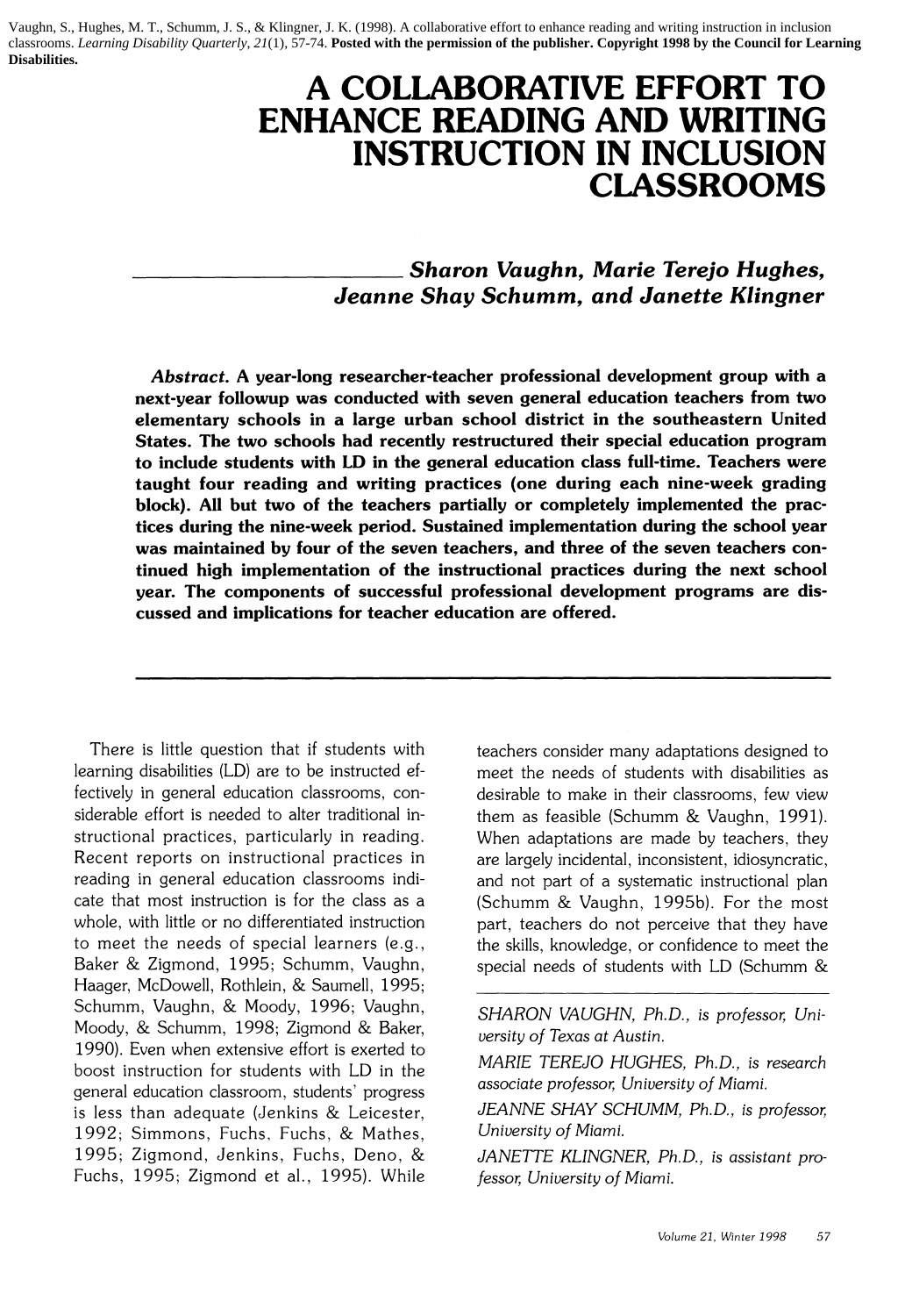Vaughn, S., Hughes, M. T., Schumm, J. S., & Klingner, J. K. (1998). A collaborative effort to enhance reading and writing instruction in inclusion classrooms. *Learning Disability Quarterly, 21*(1), 57-74. **Posted with the permission of the publisher. Copyright 1998 by the Council for Learning Disabilities.**

# A COLLABORATIVE EFFORT TO ENHANCE READING AND WRITING INSTRUCTION IN INCLUSION CLASSROOMS

***Sharon Vaughn, Marie Terejo Hughes, Jeanne Shay Schumm, and Janette Klingner***

***Abstract.*** **A year-long researcher-teacher professional development group with a next-year followup was conducted with seven general education teachers from two elementary schools in a large urban school district in the southeastern United States. The two schools had recently restructured their special education program to include students with LD in the general education class full-time. Teachers were taught four reading and writing practices (one during each nine-week grading block). All but two of the teachers partially or completely implemented the practices during the nine-week period. Sustained implementation during the school year was maintained by four of the seven teachers, and three of the seven teachers continued high implementation of the instructional practices during the next school year. The components of successful professional development programs are discussed and implications for teacher education are offered.**

---

There is little question that if students with learning disabilities (LD) are to be instructed effectively in general education classrooms, considerable effort is needed to alter traditional instructional practices, particularly in reading. Recent reports on instructional practices in reading in general education classrooms indicate that most instruction is for the class as a whole, with little or no differentiated instruction to meet the needs of special learners (e.g., Baker & Zigmond, 1995; Schumm, Vaughn, Haager, McDowell, Rothlein, & Saumell, 1995; Schumm, Vaughn, & Moody, 1996; Vaughn, Moody, & Schumm, 1998; Zigmond & Baker, 1990). Even when extensive effort is exerted to boost instruction for students with LD in the general education classroom, students' progress is less than adequate (Jenkins & Leicester, 1992; Simmons, Fuchs, Fuchs, & Mathes, 1995; Zigmond, Jenkins, Fuchs, Deno, & Fuchs, 1995; Zigmond et al., 1995). While teachers consider many adaptations designed to meet the needs of students with disabilities as desirable to make in their classrooms, few view them as feasible (Schumm & Vaughn, 1991). When adaptations are made by teachers, they are largely incidental, inconsistent, idiosyncratic, and not part of a systematic instructional plan (Schumm & Vaughn, 1995b). For the most part, teachers do not perceive that they have the skills, knowledge, or confidence to meet the special needs of students with LD (Schumm &

*SHARON VAUGHN, Ph.D., is professor, University of Texas at Austin.*

*MARIE TEREJO HUGHES, Ph.D., is research associate professor, University of Miami.*

*JEANNE SHAY SCHUMM, Ph.D., is professor, University of Miami.*

*JANETTE KLINGNER, Ph.D., is assistant professor, University of Miami.*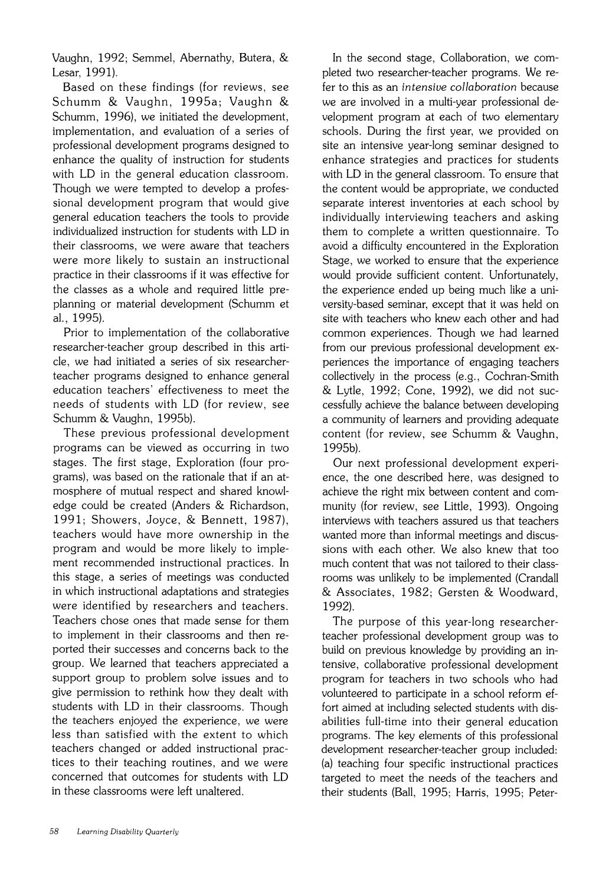Vaughn, 1992; Semmel, Abernathy, Butera, & Lesar, 1991).

Based on these findings (for reviews, see Schumm & Vaughn, 1995a; Vaughn & Schumm, 1996), we initiated the development, implementation, and evaluation of a series of professional development programs designed to enhance the quality of instruction for students with LD in the general education classroom. Though we were tempted to develop a professional development program that would give general education teachers the tools to provide individualized instruction for students with LD in their classrooms, we were aware that teachers were more likely to sustain an instructional practice in their classrooms if it was effective for the classes as a whole and required little preplanning or material development (Schumm et al., 1995).

Prior to implementation of the collaborative researcher-teacher group described in this article, we had initiated a series of six researcher-teacher programs designed to enhance general education teachers' effectiveness to meet the needs of students with LD (for review, see Schumm & Vaughn, 1995b).

These previous professional development programs can be viewed as occurring in two stages. The first stage, Exploration (four programs), was based on the rationale that if an atmosphere of mutual respect and shared knowledge could be created (Anders & Richardson, 1991; Showers, Joyce, & Bennett, 1987), teachers would have more ownership in the program and would be more likely to implement recommended instructional practices. In this stage, a series of meetings was conducted in which instructional adaptations and strategies were identified by researchers and teachers. Teachers chose ones that made sense for them to implement in their classrooms and then reported their successes and concerns back to the group. We learned that teachers appreciated a support group to problem solve issues and to give permission to rethink how they dealt with students with LD in their classrooms. Though the teachers enjoyed the experience, we were less than satisfied with the extent to which teachers changed or added instructional practices to their teaching routines, and we were concerned that outcomes for students with LD in these classrooms were left unaltered.

In the second stage, Collaboration, we completed two researcher-teacher programs. We refer to this as an *intensive collaboration* because we are involved in a multi-year professional development program at each of two elementary schools. During the first year, we provided on site an intensive year-long seminar designed to enhance strategies and practices for students with LD in the general classroom. To ensure that the content would be appropriate, we conducted separate interest inventories at each school by individually interviewing teachers and asking them to complete a written questionnaire. To avoid a difficulty encountered in the Exploration Stage, we worked to ensure that the experience would provide sufficient content. Unfortunately, the experience ended up being much like a university-based seminar, except that it was held on site with teachers who knew each other and had common experiences. Though we had learned from our previous professional development experiences the importance of engaging teachers collectively in the process (e.g., Cochran-Smith & Lytle, 1992; Cone, 1992), we did not successfully achieve the balance between developing a community of learners and providing adequate content (for review, see Schumm & Vaughn, 1995b).

Our next professional development experience, the one described here, was designed to achieve the right mix between content and community (for review, see Little, 1993). Ongoing interviews with teachers assured us that teachers wanted more than informal meetings and discussions with each other. We also knew that too much content that was not tailored to their classrooms was unlikely to be implemented (Crandall & Associates, 1982; Gersten & Woodward, 1992).

The purpose of this year-long researcher-teacher professional development group was to build on previous knowledge by providing an intensive, collaborative professional development program for teachers in two schools who had volunteered to participate in a school reform effort aimed at including selected students with disabilities full-time into their general education programs. The key elements of this professional development researcher-teacher group included: (a) teaching four specific instructional practices targeted to meet the needs of the teachers and their students (Ball, 1995; Harris, 1995; Peter-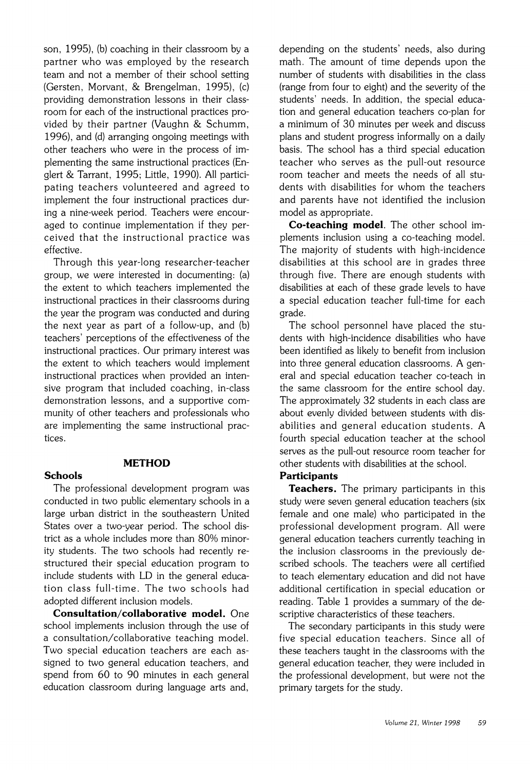son, 1995), (b) coaching in their classroom by a partner who was employed by the research team and not a member of their school setting (Gersten, Morvant, & Brengelman, 1995), (c) providing demonstration lessons in their classroom for each of the instructional practices provided by their partner (Vaughn & Schumm, 1996), and (d) arranging ongoing meetings with other teachers who were in the process of implementing the same instructional practices (Englert & Tarrant, 1995; Little, 1990). All participating teachers volunteered and agreed to implement the four instructional practices during a nine-week period. Teachers were encouraged to continue implementation if they perceived that the instructional practice was effective.

Through this year-long researcher-teacher group, we were interested in documenting: (a) the extent to which teachers implemented the instructional practices in their classrooms during the year the program was conducted and during the next year as part of a follow-up, and (b) teachers' perceptions of the effectiveness of the instructional practices. Our primary interest was the extent to which teachers would implement instructional practices when provided an intensive program that included coaching, in-class demonstration lessons, and a supportive community of other teachers and professionals who are implementing the same instructional practices.

## METHOD

### Schools

The professional development program was conducted in two public elementary schools in a large urban district in the southeastern United States over a two-year period. The school district as a whole includes more than 80% minority students. The two schools had recently restructured their special education program to include students with LD in the general education class full-time. The two schools had adopted different inclusion models.

**Consultation/collaborative model.** One school implements inclusion through the use of a consultation/collaborative teaching model. Two special education teachers are each assigned to two general education teachers, and spend from 60 to 90 minutes in each general education classroom during language arts and, depending on the students' needs, also during math. The amount of time depends upon the number of students with disabilities in the class (range from four to eight) and the severity of the students' needs. In addition, the special education and general education teachers co-plan for a minimum of 30 minutes per week and discuss plans and student progress informally on a daily basis. The school has a third special education teacher who serves as the pull-out resource room teacher and meets the needs of all students with disabilities for whom the teachers and parents have not identified the inclusion model as appropriate.

**Co-teaching model**. The other school implements inclusion using a co-teaching model. The majority of students with high-incidence disabilities at this school are in grades three through five. There are enough students with disabilities at each of these grade levels to have a special education teacher full-time for each grade.

The school personnel have placed the students with high-incidence disabilities who have been identified as likely to benefit from inclusion into three general education classrooms. A general and special education teacher co-teach in the same classroom for the entire school day. The approximately 32 students in each class are about evenly divided between students with disabilities and general education students. A fourth special education teacher at the school serves as the pull-out resource room teacher for other students with disabilities at the school.

### Participants

**Teachers.** The primary participants in this study were seven general education teachers (six female and one male) who participated in the professional development program. All were general education teachers currently teaching in the inclusion classrooms in the previously described schools. The teachers were all certified to teach elementary education and did not have additional certification in special education or reading. Table 1 provides a summary of the descriptive characteristics of these teachers.

The secondary participants in this study were five special education teachers. Since all of these teachers taught in the classrooms with the general education teacher, they were included in the professional development, but were not the primary targets for the study.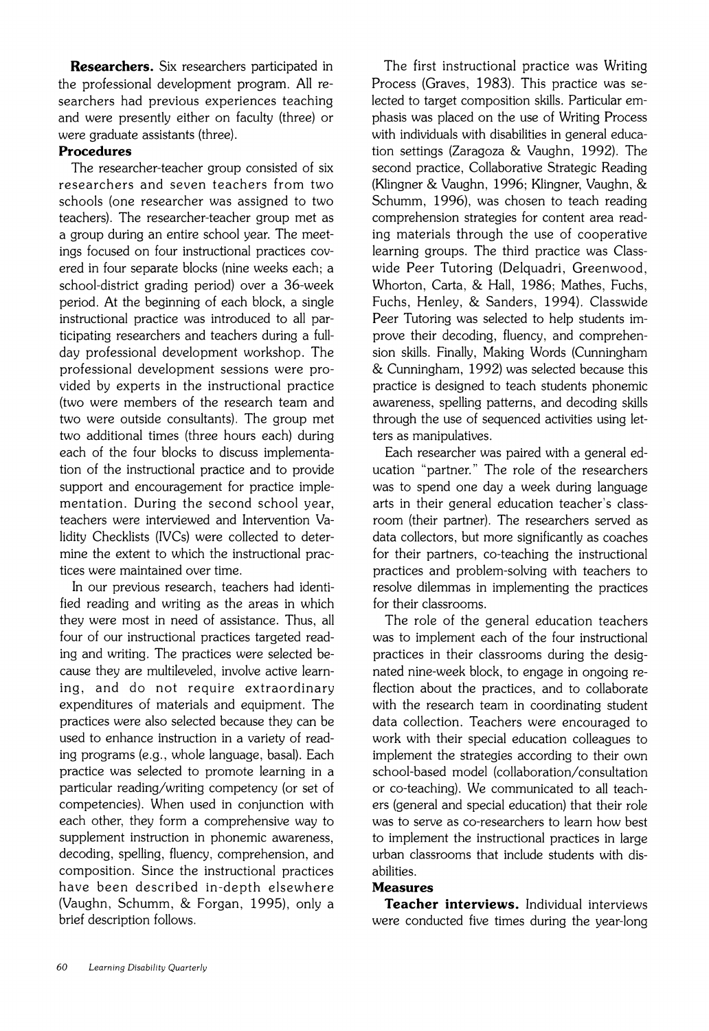**Researchers.** Six researchers participated in the professional development program. All researchers had previous experiences teaching and were presently either on faculty (three) or were graduate assistants (three).

### Procedures

The researcher-teacher group consisted of six researchers and seven teachers from two schools (one researcher was assigned to two teachers). The researcher-teacher group met as a group during an entire school year. The meetings focused on four instructional practices covered in four separate blocks (nine weeks each; a school-district grading period) over a 36-week period. At the beginning of each block, a single instructional practice was introduced to all participating researchers and teachers during a full-day professional development workshop. The professional development sessions were provided by experts in the instructional practice (two were members of the research team and two were outside consultants). The group met two additional times (three hours each) during each of the four blocks to discuss implementation of the instructional practice and to provide support and encouragement for practice implementation. During the second school year, teachers were interviewed and Intervention Validity Checklists (IVCs) were collected to determine the extent to which the instructional practices were maintained over time.

In our previous research, teachers had identified reading and writing as the areas in which they were most in need of assistance. Thus, all four of our instructional practices targeted reading and writing. The practices were selected because they are multileveled, involve active learning, and do not require extraordinary expenditures of materials and equipment. The practices were also selected because they can be used to enhance instruction in a variety of reading programs (e.g., whole language, basal). Each practice was selected to promote learning in a particular reading/writing competency (or set of competencies). When used in conjunction with each other, they form a comprehensive way to supplement instruction in phonemic awareness, decoding, spelling, fluency, comprehension, and composition. Since the instructional practices have been described in-depth elsewhere (Vaughn, Schumm, & Forgan, 1995), only a brief description follows.

The first instructional practice was Writing Process (Graves, 1983). This practice was selected to target composition skills. Particular emphasis was placed on the use of Writing Process with individuals with disabilities in general education settings (Zaragoza & Vaughn, 1992). The second practice, Collaborative Strategic Reading (Klingner & Vaughn, 1996; Klingner, Vaughn, & Schumm, 1996), was chosen to teach reading comprehension strategies for content area reading materials through the use of cooperative learning groups. The third practice was Classwide Peer Tutoring (Delquadri, Greenwood, Whorton, Carta, & Hall, 1986; Mathes, Fuchs, Fuchs, Henley, & Sanders, 1994). Classwide Peer Tutoring was selected to help students improve their decoding, fluency, and comprehension skills. Finally, Making Words (Cunningham & Cunningham, 1992) was selected because this practice is designed to teach students phonemic awareness, spelling patterns, and decoding skills through the use of sequenced activities using letters as manipulatives.

Each researcher was paired with a general education "partner." The role of the researchers was to spend one day a week during language arts in their general education teacher's classroom (their partner). The researchers served as data collectors, but more significantly as coaches for their partners, co-teaching the instructional practices and problem-solving with teachers to resolve dilemmas in implementing the practices for their classrooms.

The role of the general education teachers was to implement each of the four instructional practices in their classrooms during the designated nine-week block, to engage in ongoing reflection about the practices, and to collaborate with the research team in coordinating student data collection. Teachers were encouraged to work with their special education colleagues to implement the strategies according to their own school-based model (collaboration/consultation or co-teaching). We communicated to all teachers (general and special education) that their role was to serve as co-researchers to learn how best to implement the instructional practices in large urban classrooms that include students with disabilities.

### Measures

**Teacher interviews.** Individual interviews were conducted five times during the year-long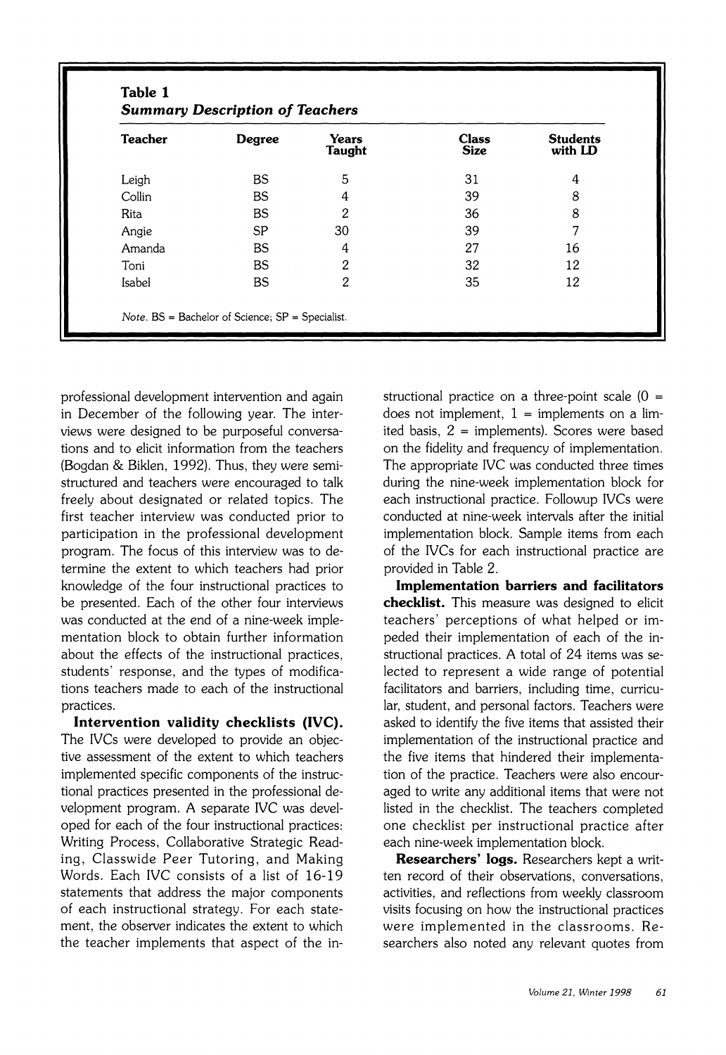**Table 1**
***Summary Description of Teachers***

| Teacher | Degree | Years Taught | Class Size | Students with LD |
|---|---|---|---|---|
| Leigh | BS | 5 | 31 | 4 |
| Collin | BS | 4 | 39 | 8 |
| Rita | BS | 2 | 36 | 8 |
| Angie | SP | 30 | 39 | 7 |
| Amanda | BS | 4 | 27 | 16 |
| Toni | BS | 2 | 32 | 12 |
| Isabel | BS | 2 | 35 | 12 |

*Note.* BS = Bachelor of Science; SP = Specialist.

professional development intervention and again in December of the following year. The interviews were designed to be purposeful conversations and to elicit information from the teachers (Bogdan & Biklen, 1992). Thus, they were semi-structured and teachers were encouraged to talk freely about designated or related topics. The first teacher interview was conducted prior to participation in the professional development program. The focus of this interview was to determine the extent to which teachers had prior knowledge of the four instructional practices to be presented. Each of the other four interviews was conducted at the end of a nine-week implementation block to obtain further information about the effects of the instructional practices, students' response, and the types of modifications teachers made to each of the instructional practices.

**Intervention validity checklists (IVC).** The IVCs were developed to provide an objective assessment of the extent to which teachers implemented specific components of the instructional practices presented in the professional development program. A separate IVC was developed for each of the four instructional practices: Writing Process, Collaborative Strategic Reading, Classwide Peer Tutoring, and Making Words. Each IVC consists of a list of 16-19 statements that address the major components of each instructional strategy. For each statement, the observer indicates the extent to which the teacher implements that aspect of the instructional practice on a three-point scale (0 = does not implement, 1 = implements on a limited basis, 2 = implements). Scores were based on the fidelity and frequency of implementation. The appropriate IVC was conducted three times during the nine-week implementation block for each instructional practice. Followup IVCs were conducted at nine-week intervals after the initial implementation block. Sample items from each of the IVCs for each instructional practice are provided in Table 2.

**Implementation barriers and facilitators checklist.** This measure was designed to elicit teachers' perceptions of what helped or impeded their implementation of each of the instructional practices. A total of 24 items was selected to represent a wide range of potential facilitators and barriers, including time, curricular, student, and personal factors. Teachers were asked to identify the five items that assisted their implementation of the instructional practice and the five items that hindered their implementation of the practice. Teachers were also encouraged to write any additional items that were not listed in the checklist. The teachers completed one checklist per instructional practice after each nine-week implementation block.

**Researchers' logs.** Researchers kept a written record of their observations, conversations, activities, and reflections from weekly classroom visits focusing on how the instructional practices were implemented in the classrooms. Researchers also noted any relevant quotes from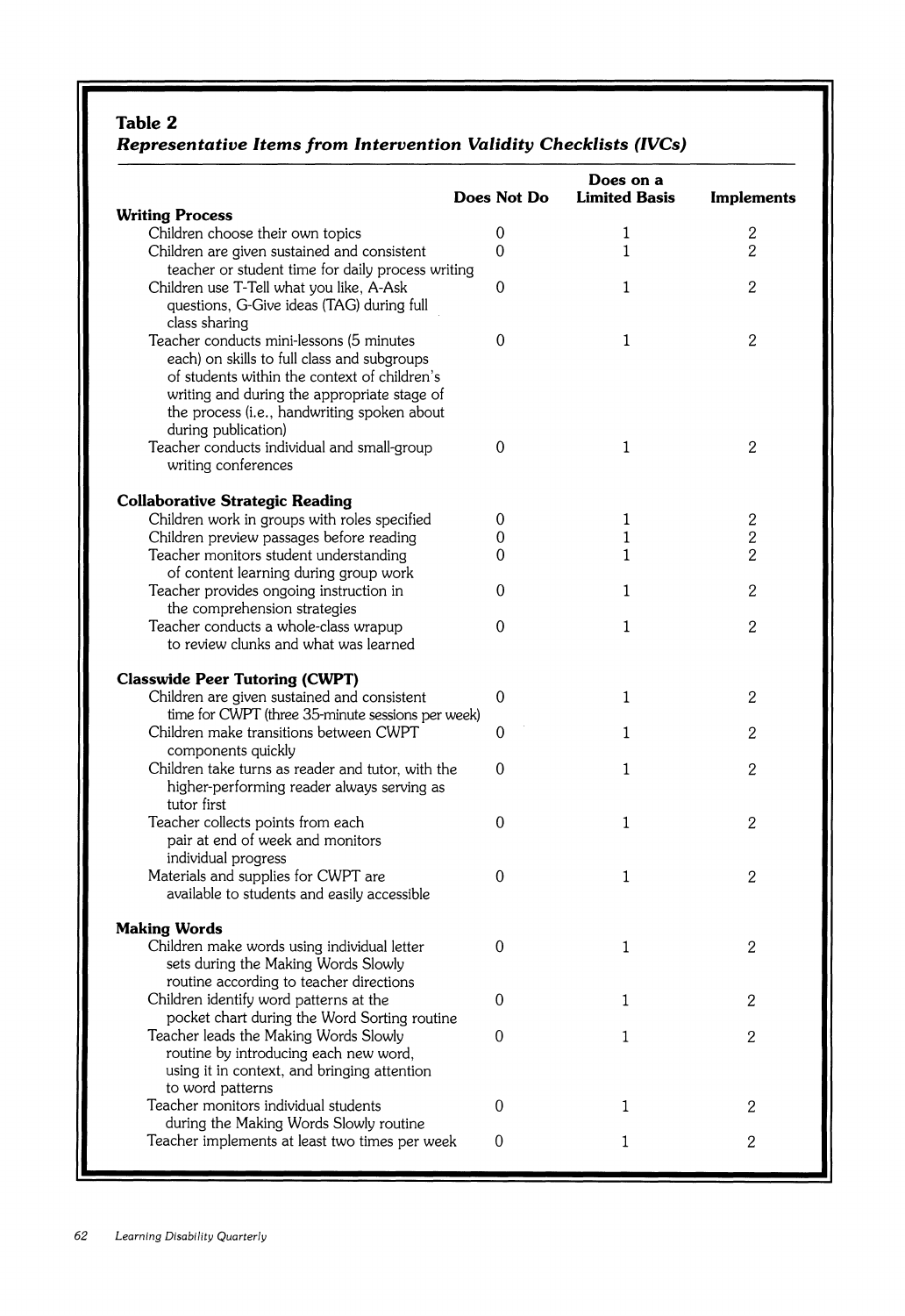**Table 2**
***Representative Items from Intervention Validity Checklists (IVCs)***

| | Does Not Do | Does on a Limited Basis | Implements |
|---|---|---|---|
| **Writing Process** | | | |
| Children choose their own topics | 0 | 1 | 2 |
| Children are given sustained and consistent teacher or student time for daily process writing | 0 | 1 | 2 |
| Children use T-Tell what you like, A-Ask questions, G-Give ideas (TAG) during full class sharing | 0 | 1 | 2 |
| Teacher conducts mini-lessons (5 minutes each) on skills to full class and subgroups of students within the context of children's writing and during the appropriate stage of the process (i.e., handwriting spoken about during publication) | 0 | 1 | 2 |
| Teacher conducts individual and small-group writing conferences | 0 | 1 | 2 |
| **Collaborative Strategic Reading** | | | |
| Children work in groups with roles specified | 0 | 1 | 2 |
| Children preview passages before reading | 0 | 1 | 2 |
| Teacher monitors student understanding of content learning during group work | 0 | 1 | 2 |
| Teacher provides ongoing instruction in the comprehension strategies | 0 | 1 | 2 |
| Teacher conducts a whole-class wrapup to review clunks and what was learned | 0 | 1 | 2 |
| **Classwide Peer Tutoring (CWPT)** | | | |
| Children are given sustained and consistent time for CWPT (three 35-minute sessions per week) | 0 | 1 | 2 |
| Children make transitions between CWPT components quickly | 0 | 1 | 2 |
| Children take turns as reader and tutor, with the higher-performing reader always serving as tutor first | 0 | 1 | 2 |
| Teacher collects points from each pair at end of week and monitors individual progress | 0 | 1 | 2 |
| Materials and supplies for CWPT are available to students and easily accessible | 0 | 1 | 2 |
| **Making Words** | | | |
| Children make words using individual letter sets during the Making Words Slowly routine according to teacher directions | 0 | 1 | 2 |
| Children identify word patterns at the pocket chart during the Word Sorting routine | 0 | 1 | 2 |
| Teacher leads the Making Words Slowly routine by introducing each new word, using it in context, and bringing attention to word patterns | 0 | 1 | 2 |
| Teacher monitors individual students during the Making Words Slowly routine | 0 | 1 | 2 |
| Teacher implements at least two times per week | 0 | 1 | 2 |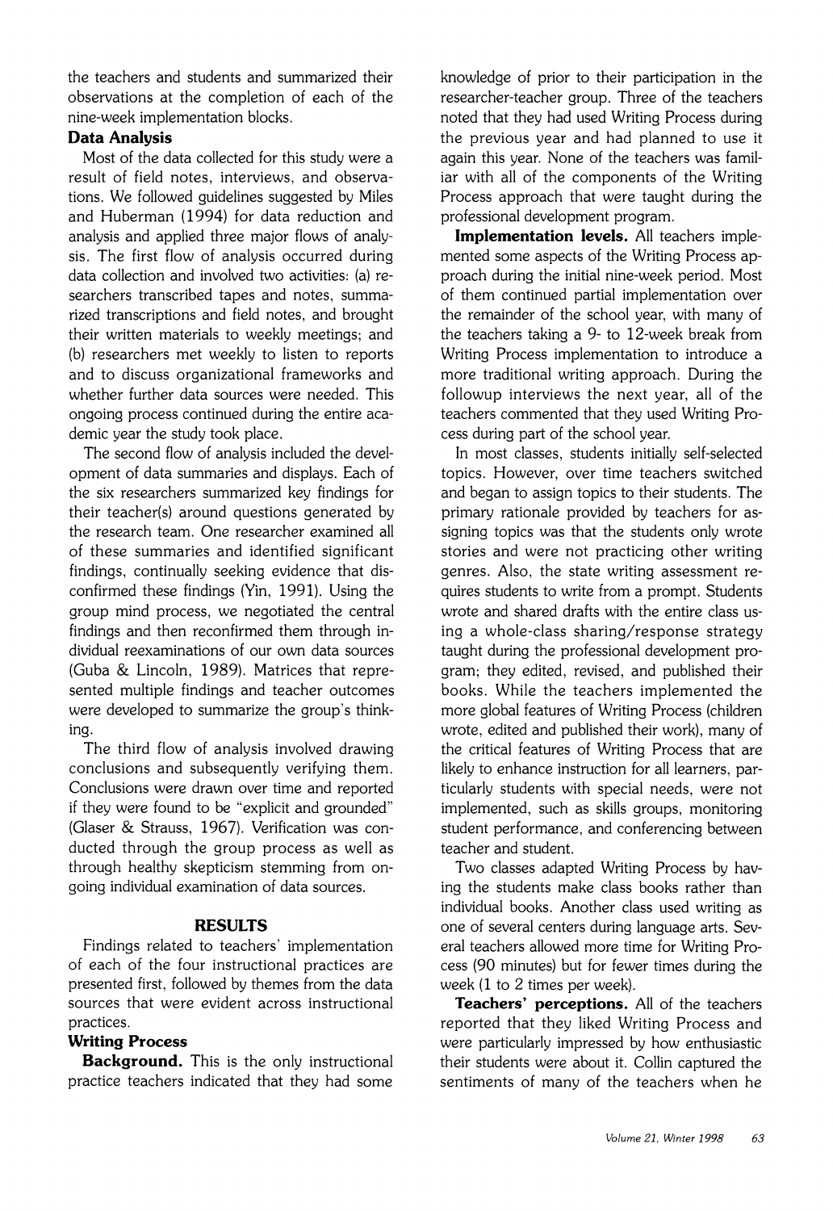the teachers and students and summarized their observations at the completion of each of the nine-week implementation blocks.

### Data Analysis

Most of the data collected for this study were a result of field notes, interviews, and observations. We followed guidelines suggested by Miles and Huberman (1994) for data reduction and analysis and applied three major flows of analysis. The first flow of analysis occurred during data collection and involved two activities: (a) researchers transcribed tapes and notes, summarized transcriptions and field notes, and brought their written materials to weekly meetings; and (b) researchers met weekly to listen to reports and to discuss organizational frameworks and whether further data sources were needed. This ongoing process continued during the entire academic year the study took place.

The second flow of analysis included the development of data summaries and displays. Each of the six researchers summarized key findings for their teacher(s) around questions generated by the research team. One researcher examined all of these summaries and identified significant findings, continually seeking evidence that disconfirmed these findings (Yin, 1991). Using the group mind process, we negotiated the central findings and then reconfirmed them through individual reexaminations of our own data sources (Guba & Lincoln, 1989). Matrices that represented multiple findings and teacher outcomes were developed to summarize the group's thinking.

The third flow of analysis involved drawing conclusions and subsequently verifying them. Conclusions were drawn over time and reported if they were found to be "explicit and grounded" (Glaser & Strauss, 1967). Verification was conducted through the group process as well as through healthy skepticism stemming from ongoing individual examination of data sources.

## RESULTS

Findings related to teachers' implementation of each of the four instructional practices are presented first, followed by themes from the data sources that were evident across instructional practices.

### Writing Process

**Background.** This is the only instructional practice teachers indicated that they had some knowledge of prior to their participation in the researcher-teacher group. Three of the teachers noted that they had used Writing Process during the previous year and had planned to use it again this year. None of the teachers was familiar with all of the components of the Writing Process approach that were taught during the professional development program.

**Implementation levels.** All teachers implemented some aspects of the Writing Process approach during the initial nine-week period. Most of them continued partial implementation over the remainder of the school year, with many of the teachers taking a 9- to 12-week break from Writing Process implementation to introduce a more traditional writing approach. During the followup interviews the next year, all of the teachers commented that they used Writing Process during part of the school year.

In most classes, students initially self-selected topics. However, over time teachers switched and began to assign topics to their students. The primary rationale provided by teachers for assigning topics was that the students only wrote stories and were not practicing other writing genres. Also, the state writing assessment requires students to write from a prompt. Students wrote and shared drafts with the entire class using a whole-class sharing/response strategy taught during the professional development program; they edited, revised, and published their books. While the teachers implemented the more global features of Writing Process (children wrote, edited and published their work), many of the critical features of Writing Process that are likely to enhance instruction for all learners, particularly students with special needs, were not implemented, such as skills groups, monitoring student performance, and conferencing between teacher and student.

Two classes adapted Writing Process by having the students make class books rather than individual books. Another class used writing as one of several centers during language arts. Several teachers allowed more time for Writing Process (90 minutes) but for fewer times during the week (1 to 2 times per week).

**Teachers' perceptions.** All of the teachers reported that they liked Writing Process and were particularly impressed by how enthusiastic their students were about it. Collin captured the sentiments of many of the teachers when he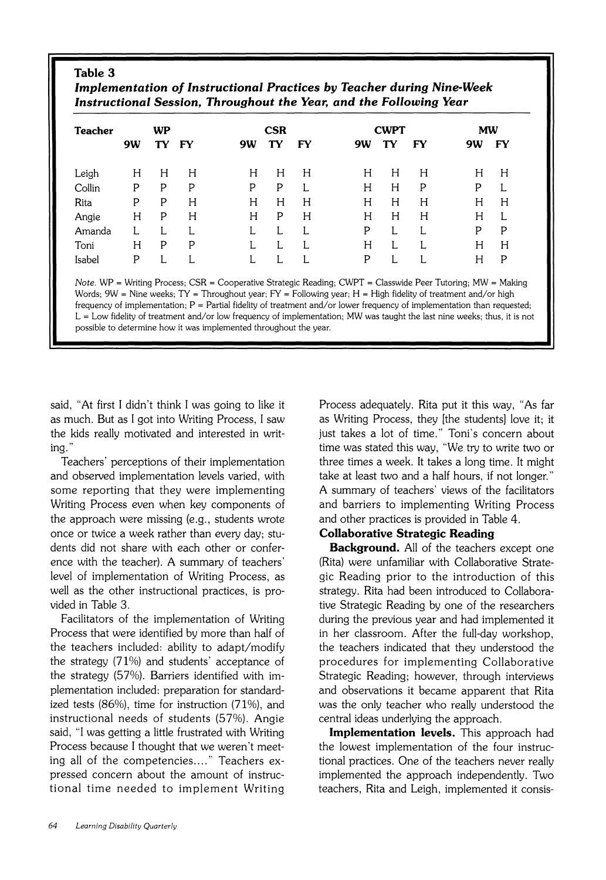**Table 3**
***Implementation of Instructional Practices by Teacher during Nine-Week Instructional Session, Throughout the Year, and the Following Year***

| Teacher | WP | | | CSR | | | CWPT | | | MW | |
|---|---|---|---|---|---|---|---|---|---|---|---|
| | 9W | TY | FY | 9W | TY | FY | 9W | TY | FY | 9W | FY |
| Leigh | H | H | H | H | H | H | H | H | H | H | H |
| Collin | P | P | P | P | P | L | H | H | P | P | L |
| Rita | P | P | H | H | H | H | H | H | H | H | H |
| Angie | H | P | H | H | P | H | H | H | H | H | L |
| Amanda | L | L | L | L | L | L | P | L | L | P | P |
| Toni | H | P | P | L | L | L | H | L | L | H | H |
| Isabel | P | L | L | L | L | L | P | L | L | H | P |

*Note.* WP = Writing Process; CSR = Cooperative Strategic Reading; CWPT = Classwide Peer Tutoring; MW = Making Words; 9W = Nine weeks; TY = Throughout year; FY = Following year; H = High fidelity of treatment and/or high frequency of implementation; P = Partial fidelity of treatment and/or lower frequency of implementation than requested; L = Low fidelity of treatment and/or low frequency of implementation; MW was taught the last nine weeks; thus, it is not possible to determine how it was implemented throughout the year.

said, "At first I didn't think I was going to like it as much. But as I got into Writing Process, I saw the kids really motivated and interested in writing."

Teachers' perceptions of their implementation and observed implementation levels varied, with some reporting that they were implementing Writing Process even when key components of the approach were missing (e.g., students wrote once or twice a week rather than every day; students did not share with each other or conference with the teacher). A summary of teachers' level of implementation of Writing Process, as well as the other instructional practices, is provided in Table 3.

Facilitators of the implementation of Writing Process that were identified by more than half of the teachers included: ability to adapt/modify the strategy (71%) and students' acceptance of the strategy (57%). Barriers identified with implementation included: preparation for standardized tests (86%), time for instruction (71%), and instructional needs of students (57%). Angie said, "I was getting a little frustrated with Writing Process because I thought that we weren't meeting all of the competencies...." Teachers expressed concern about the amount of instructional time needed to implement Writing Process adequately. Rita put it this way, "As far as Writing Process, they [the students] love it; it just takes a lot of time." Toni's concern about time was stated this way, "We try to write two or three times a week. It takes a long time. It might take at least two and a half hours, if not longer." A summary of teachers' views of the facilitators and barriers to implementing Writing Process and other practices is provided in Table 4.

**Collaborative Strategic Reading**

**Background.** All of the teachers except one (Rita) were unfamiliar with Collaborative Strategic Reading prior to the introduction of this strategy. Rita had been introduced to Collaborative Strategic Reading by one of the researchers during the previous year and had implemented it in her classroom. After the full-day workshop, the teachers indicated that they understood the procedures for implementing Collaborative Strategic Reading; however, through interviews and observations it became apparent that Rita was the only teacher who really understood the central ideas underlying the approach.

**Implementation levels.** This approach had the lowest implementation of the four instructional practices. One of the teachers never really implemented the approach independently. Two teachers, Rita and Leigh, implemented it consis-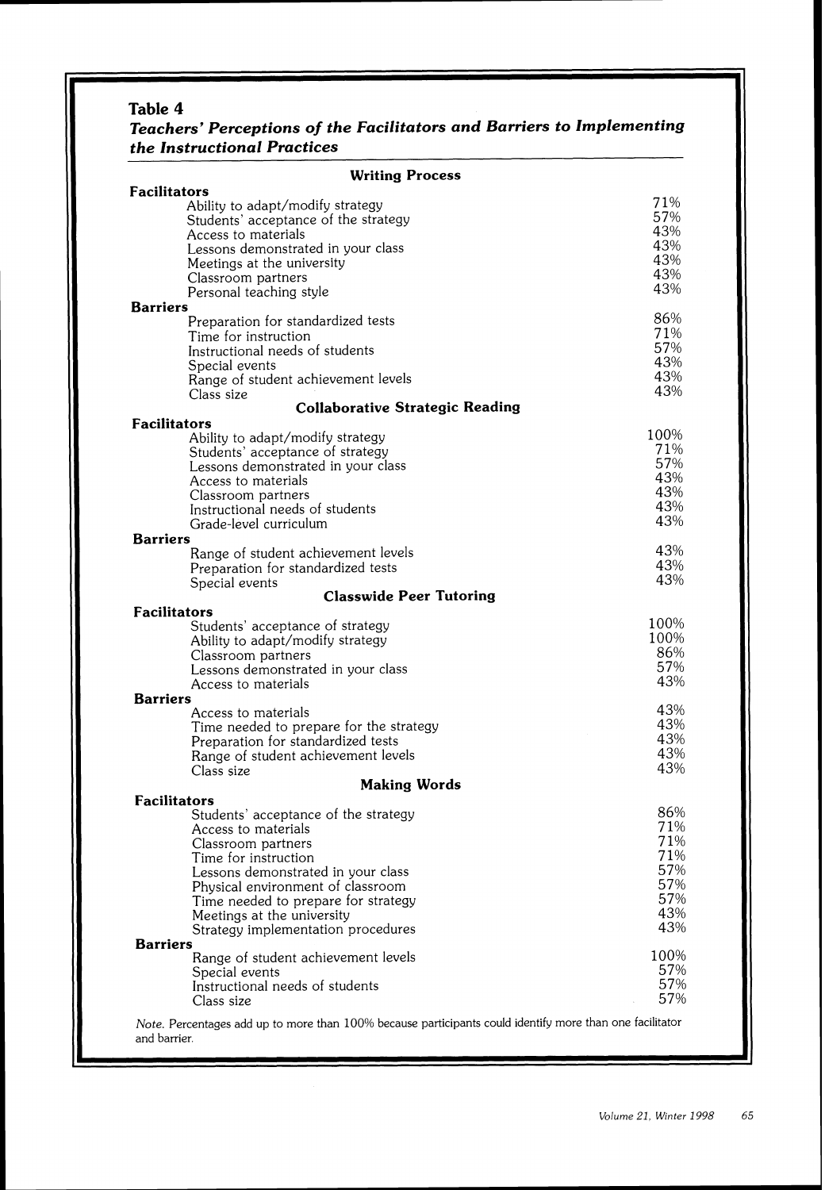**Table 4**

***Teachers' Perceptions of the Facilitators and Barriers to Implementing the Instructional Practices***

| | |
|---|---|
| **Writing Process** | |
| **Facilitators** | |
| Ability to adapt/modify strategy | 71% |
| Students' acceptance of the strategy | 57% |
| Access to materials | 43% |
| Lessons demonstrated in your class | 43% |
| Meetings at the university | 43% |
| Classroom partners | 43% |
| Personal teaching style | 43% |
| **Barriers** | |
| Preparation for standardized tests | 86% |
| Time for instruction | 71% |
| Instructional needs of students | 57% |
| Special events | 43% |
| Range of student achievement levels | 43% |
| Class size | 43% |
| **Collaborative Strategic Reading** | |
| **Facilitators** | |
| Ability to adapt/modify strategy | 100% |
| Students' acceptance of strategy | 71% |
| Lessons demonstrated in your class | 57% |
| Access to materials | 43% |
| Classroom partners | 43% |
| Instructional needs of students | 43% |
| Grade-level curriculum | 43% |
| **Barriers** | |
| Range of student achievement levels | 43% |
| Preparation for standardized tests | 43% |
| Special events | 43% |
| **Classwide Peer Tutoring** | |
| **Facilitators** | |
| Students' acceptance of strategy | 100% |
| Ability to adapt/modify strategy | 100% |
| Classroom partners | 86% |
| Lessons demonstrated in your class | 57% |
| Access to materials | 43% |
| **Barriers** | |
| Access to materials | 43% |
| Time needed to prepare for the strategy | 43% |
| Preparation for standardized tests | 43% |
| Range of student achievement levels | 43% |
| Class size | 43% |
| **Making Words** | |
| **Facilitators** | |
| Students' acceptance of the strategy | 86% |
| Access to materials | 71% |
| Classroom partners | 71% |
| Time for instruction | 71% |
| Lessons demonstrated in your class | 57% |
| Physical environment of classroom | 57% |
| Time needed to prepare for strategy | 57% |
| Meetings at the university | 43% |
| Strategy implementation procedures | 43% |
| **Barriers** | |
| Range of student achievement levels | 100% |
| Special events | 57% |
| Instructional needs of students | 57% |
| Class size | 57% |

*Note.* Percentages add up to more than 100% because participants could identify more than one facilitator and barrier.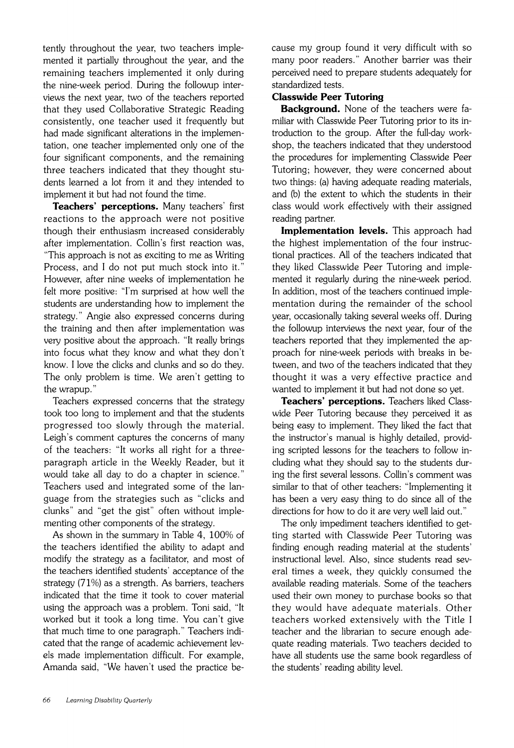tently throughout the year, two teachers implemented it partially throughout the year, and the remaining teachers implemented it only during the nine-week period. During the followup interviews the next year, two of the teachers reported that they used Collaborative Strategic Reading consistently, one teacher used it frequently but had made significant alterations in the implementation, one teacher implemented only one of the four significant components, and the remaining three teachers indicated that they thought students learned a lot from it and they intended to implement it but had not found the time.

**Teachers' perceptions.** Many teachers' first reactions to the approach were not positive though their enthusiasm increased considerably after implementation. Collin's first reaction was, "This approach is not as exciting to me as Writing Process, and I do not put much stock into it." However, after nine weeks of implementation he felt more positive: "I'm surprised at how well the students are understanding how to implement the strategy." Angie also expressed concerns during the training and then after implementation was very positive about the approach. "It really brings into focus what they know and what they don't know. I love the clicks and clunks and so do they. The only problem is time. We aren't getting to the wrapup."

Teachers expressed concerns that the strategy took too long to implement and that the students progressed too slowly through the material. Leigh's comment captures the concerns of many of the teachers: "It works all right for a three-paragraph article in the Weekly Reader, but it would take all day to do a chapter in science." Teachers used and integrated some of the language from the strategies such as "clicks and clunks" and "get the gist" often without implementing other components of the strategy.

As shown in the summary in Table 4, 100% of the teachers identified the ability to adapt and modify the strategy as a facilitator, and most of the teachers identified students' acceptance of the strategy (71%) as a strength. As barriers, teachers indicated that the time it took to cover material using the approach was a problem. Toni said, "It worked but it took a long time. You can't give that much time to one paragraph." Teachers indicated that the range of academic achievement levels made implementation difficult. For example, Amanda said, "We haven't used the practice because my group found it very difficult with so many poor readers." Another barrier was their perceived need to prepare students adequately for standardized tests.

### Classwide Peer Tutoring

**Background.** None of the teachers were familiar with Classwide Peer Tutoring prior to its introduction to the group. After the full-day workshop, the teachers indicated that they understood the procedures for implementing Classwide Peer Tutoring; however, they were concerned about two things: (a) having adequate reading materials, and (b) the extent to which the students in their class would work effectively with their assigned reading partner.

**Implementation levels.** This approach had the highest implementation of the four instructional practices. All of the teachers indicated that they liked Classwide Peer Tutoring and implemented it regularly during the nine-week period. In addition, most of the teachers continued implementation during the remainder of the school year, occasionally taking several weeks off. During the followup interviews the next year, four of the teachers reported that they implemented the approach for nine-week periods with breaks in between, and two of the teachers indicated that they thought it was a very effective practice and wanted to implement it but had not done so yet.

**Teachers' perceptions.** Teachers liked Classwide Peer Tutoring because they perceived it as being easy to implement. They liked the fact that the instructor's manual is highly detailed, providing scripted lessons for the teachers to follow including what they should say to the students during the first several lessons. Collin's comment was similar to that of other teachers: "Implementing it has been a very easy thing to do since all of the directions for how to do it are very well laid out."

The only impediment teachers identified to getting started with Classwide Peer Tutoring was finding enough reading material at the students' instructional level. Also, since students read several times a week, they quickly consumed the available reading materials. Some of the teachers used their own money to purchase books so that they would have adequate materials. Other teachers worked extensively with the Title I teacher and the librarian to secure enough adequate reading materials. Two teachers decided to have all students use the same book regardless of the students' reading ability level.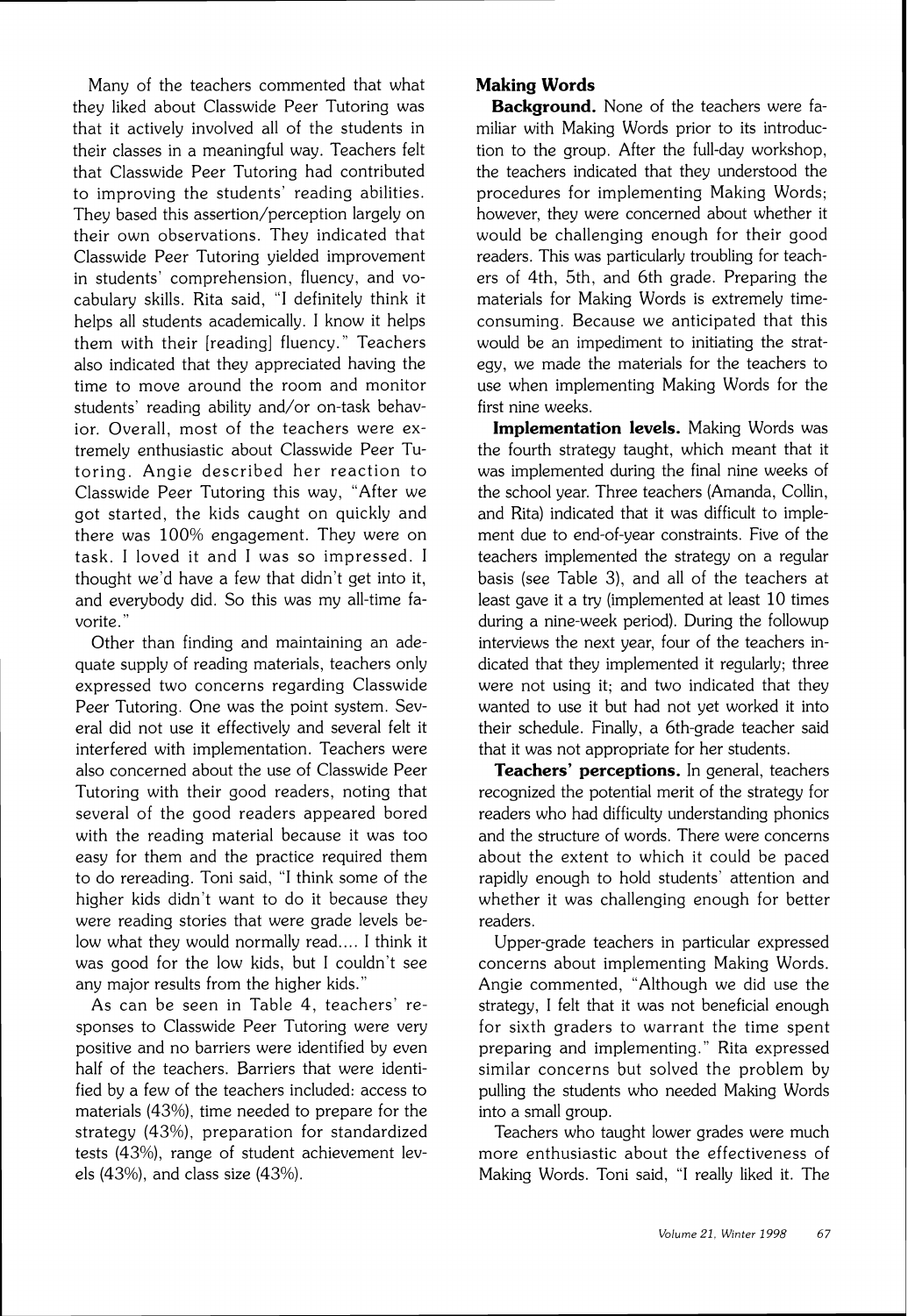Many of the teachers commented that what they liked about Classwide Peer Tutoring was that it actively involved all of the students in their classes in a meaningful way. Teachers felt that Classwide Peer Tutoring had contributed to improving the students' reading abilities. They based this assertion/perception largely on their own observations. They indicated that Classwide Peer Tutoring yielded improvement in students' comprehension, fluency, and vocabulary skills. Rita said, "I definitely think it helps all students academically. I know it helps them with their [reading] fluency." Teachers also indicated that they appreciated having the time to move around the room and monitor students' reading ability and/or on-task behavior. Overall, most of the teachers were extremely enthusiastic about Classwide Peer Tutoring. Angie described her reaction to Classwide Peer Tutoring this way, "After we got started, the kids caught on quickly and there was 100% engagement. They were on task. I loved it and I was so impressed. I thought we'd have a few that didn't get into it, and everybody did. So this was my all-time favorite."

Other than finding and maintaining an adequate supply of reading materials, teachers only expressed two concerns regarding Classwide Peer Tutoring. One was the point system. Several did not use it effectively and several felt it interfered with implementation. Teachers were also concerned about the use of Classwide Peer Tutoring with their good readers, noting that several of the good readers appeared bored with the reading material because it was too easy for them and the practice required them to do rereading. Toni said, "I think some of the higher kids didn't want to do it because they were reading stories that were grade levels below what they would normally read.... I think it was good for the low kids, but I couldn't see any major results from the higher kids."

As can be seen in Table 4, teachers' responses to Classwide Peer Tutoring were very positive and no barriers were identified by even half of the teachers. Barriers that were identified by a few of the teachers included: access to materials (43%), time needed to prepare for the strategy (43%), preparation for standardized tests (43%), range of student achievement levels (43%), and class size (43%).

### Making Words

**Background.** None of the teachers were familiar with Making Words prior to its introduction to the group. After the full-day workshop, the teachers indicated that they understood the procedures for implementing Making Words; however, they were concerned about whether it would be challenging enough for their good readers. This was particularly troubling for teachers of 4th, 5th, and 6th grade. Preparing the materials for Making Words is extremely time-consuming. Because we anticipated that this would be an impediment to initiating the strategy, we made the materials for the teachers to use when implementing Making Words for the first nine weeks.

**Implementation levels.** Making Words was the fourth strategy taught, which meant that it was implemented during the final nine weeks of the school year. Three teachers (Amanda, Collin, and Rita) indicated that it was difficult to implement due to end-of-year constraints. Five of the teachers implemented the strategy on a regular basis (see Table 3), and all of the teachers at least gave it a try (implemented at least 10 times during a nine-week period). During the followup interviews the next year, four of the teachers indicated that they implemented it regularly; three were not using it; and two indicated that they wanted to use it but had not yet worked it into their schedule. Finally, a 6th-grade teacher said that it was not appropriate for her students.

**Teachers' perceptions.** In general, teachers recognized the potential merit of the strategy for readers who had difficulty understanding phonics and the structure of words. There were concerns about the extent to which it could be paced rapidly enough to hold students' attention and whether it was challenging enough for better readers.

Upper-grade teachers in particular expressed concerns about implementing Making Words. Angie commented, "Although we did use the strategy, I felt that it was not beneficial enough for sixth graders to warrant the time spent preparing and implementing." Rita expressed similar concerns but solved the problem by pulling the students who needed Making Words into a small group.

Teachers who taught lower grades were much more enthusiastic about the effectiveness of Making Words. Toni said, "I really liked it. The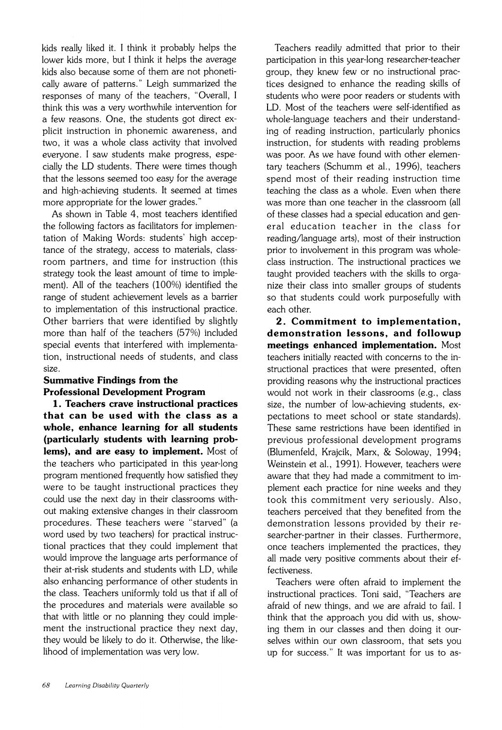kids really liked it. I think it probably helps the lower kids more, but I think it helps the average kids also because some of them are not phonetically aware of patterns." Leigh summarized the responses of many of the teachers, "Overall, I think this was a very worthwhile intervention for a few reasons. One, the students got direct explicit instruction in phonemic awareness, and two, it was a whole class activity that involved everyone. I saw students make progress, especially the LD students. There were times though that the lessons seemed too easy for the average and high-achieving students. It seemed at times more appropriate for the lower grades."

As shown in Table 4, most teachers identified the following factors as facilitators for implementation of Making Words: students' high acceptance of the strategy, access to materials, classroom partners, and time for instruction (this strategy took the least amount of time to implement). All of the teachers (100%) identified the range of student achievement levels as a barrier to implementation of this instructional practice. Other barriers that were identified by slightly more than half of the teachers (57%) included special events that interfered with implementation, instructional needs of students, and class size.

### Summative Findings from the Professional Development Program

**1. Teachers crave instructional practices that can be used with the class as a whole, enhance learning for all students (particularly students with learning problems), and are easy to implement.** Most of the teachers who participated in this year-long program mentioned frequently how satisfied they were to be taught instructional practices they could use the next day in their classrooms without making extensive changes in their classroom procedures. These teachers were "starved" (a word used by two teachers) for practical instructional practices that they could implement that would improve the language arts performance of their at-risk students and students with LD, while also enhancing performance of other students in the class. Teachers uniformly told us that if all of the procedures and materials were available so that with little or no planning they could implement the instructional practice they next day, they would be likely to do it. Otherwise, the likelihood of implementation was very low.

Teachers readily admitted that prior to their participation in this year-long researcher-teacher group, they knew few or no instructional practices designed to enhance the reading skills of students who were poor readers or students with LD. Most of the teachers were self-identified as whole-language teachers and their understanding of reading instruction, particularly phonics instruction, for students with reading problems was poor. As we have found with other elementary teachers (Schumm et al., 1996), teachers spend most of their reading instruction time teaching the class as a whole. Even when there was more than one teacher in the classroom (all of these classes had a special education and general education teacher in the class for reading/language arts), most of their instruction prior to involvement in this program was whole-class instruction. The instructional practices we taught provided teachers with the skills to organize their class into smaller groups of students so that students could work purposefully with each other.

**2. Commitment to implementation, demonstration lessons, and followup meetings enhanced implementation.** Most teachers initially reacted with concerns to the instructional practices that were presented, often providing reasons why the instructional practices would not work in their classrooms (e.g., class size, the number of low-achieving students, expectations to meet school or state standards). These same restrictions have been identified in previous professional development programs (Blumenfeld, Krajcik, Marx, & Soloway, 1994; Weinstein et al., 1991). However, teachers were aware that they had made a commitment to implement each practice for nine weeks and they took this commitment very seriously. Also, teachers perceived that they benefited from the demonstration lessons provided by their researcher-partner in their classes. Furthermore, once teachers implemented the practices, they all made very positive comments about their effectiveness.

Teachers were often afraid to implement the instructional practices. Toni said, "Teachers are afraid of new things, and we are afraid to fail. I think that the approach you did with us, showing them in our classes and then doing it ourselves within our own classroom, that sets you up for success." It was important for us to as-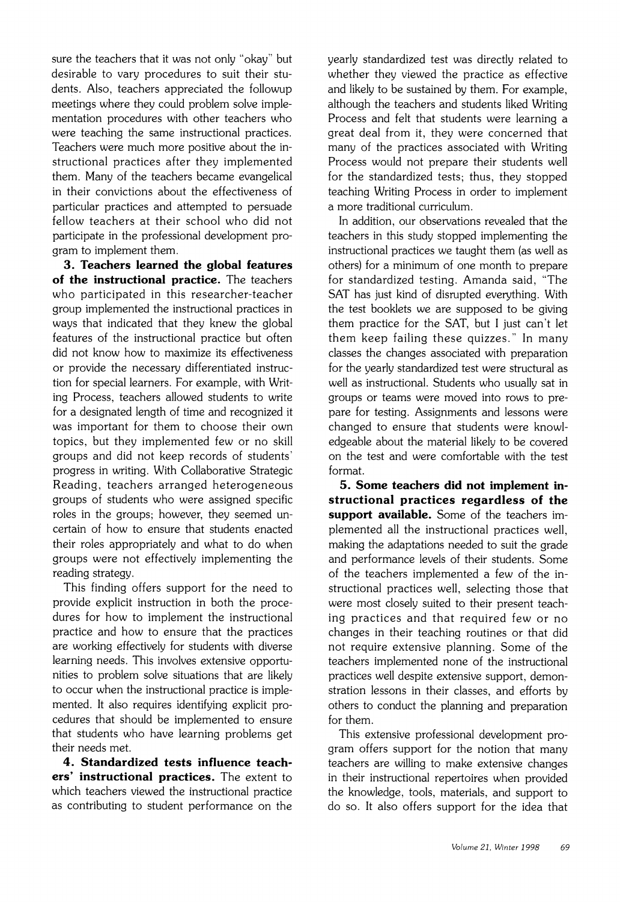sure the teachers that it was not only "okay" but desirable to vary procedures to suit their students. Also, teachers appreciated the followup meetings where they could problem solve implementation procedures with other teachers who were teaching the same instructional practices. Teachers were much more positive about the instructional practices after they implemented them. Many of the teachers became evangelical in their convictions about the effectiveness of particular practices and attempted to persuade fellow teachers at their school who did not participate in the professional development program to implement them.

**3. Teachers learned the global features of the instructional practice.** The teachers who participated in this researcher-teacher group implemented the instructional practices in ways that indicated that they knew the global features of the instructional practice but often did not know how to maximize its effectiveness or provide the necessary differentiated instruction for special learners. For example, with Writing Process, teachers allowed students to write for a designated length of time and recognized it was important for them to choose their own topics, but they implemented few or no skill groups and did not keep records of students' progress in writing. With Collaborative Strategic Reading, teachers arranged heterogeneous groups of students who were assigned specific roles in the groups; however, they seemed uncertain of how to ensure that students enacted their roles appropriately and what to do when groups were not effectively implementing the reading strategy.

This finding offers support for the need to provide explicit instruction in both the procedures for how to implement the instructional practice and how to ensure that the practices are working effectively for students with diverse learning needs. This involves extensive opportunities to problem solve situations that are likely to occur when the instructional practice is implemented. It also requires identifying explicit procedures that should be implemented to ensure that students who have learning problems get their needs met.

**4. Standardized tests influence teachers' instructional practices.** The extent to which teachers viewed the instructional practice as contributing to student performance on the yearly standardized test was directly related to whether they viewed the practice as effective and likely to be sustained by them. For example, although the teachers and students liked Writing Process and felt that students were learning a great deal from it, they were concerned that many of the practices associated with Writing Process would not prepare their students well for the standardized tests; thus, they stopped teaching Writing Process in order to implement a more traditional curriculum.

In addition, our observations revealed that the teachers in this study stopped implementing the instructional practices we taught them (as well as others) for a minimum of one month to prepare for standardized testing. Amanda said, "The SAT has just kind of disrupted everything. With the test booklets we are supposed to be giving them practice for the SAT, but I just can't let them keep failing these quizzes." In many classes the changes associated with preparation for the yearly standardized test were structural as well as instructional. Students who usually sat in groups or teams were moved into rows to prepare for testing. Assignments and lessons were changed to ensure that students were knowledgeable about the material likely to be covered on the test and were comfortable with the test format.

**5. Some teachers did not implement instructional practices regardless of the support available.** Some of the teachers implemented all the instructional practices well, making the adaptations needed to suit the grade and performance levels of their students. Some of the teachers implemented a few of the instructional practices well, selecting those that were most closely suited to their present teaching practices and that required few or no changes in their teaching routines or that did not require extensive planning. Some of the teachers implemented none of the instructional practices well despite extensive support, demonstration lessons in their classes, and efforts by others to conduct the planning and preparation for them.

This extensive professional development program offers support for the notion that many teachers are willing to make extensive changes in their instructional repertoires when provided the knowledge, tools, materials, and support to do so. It also offers support for the idea that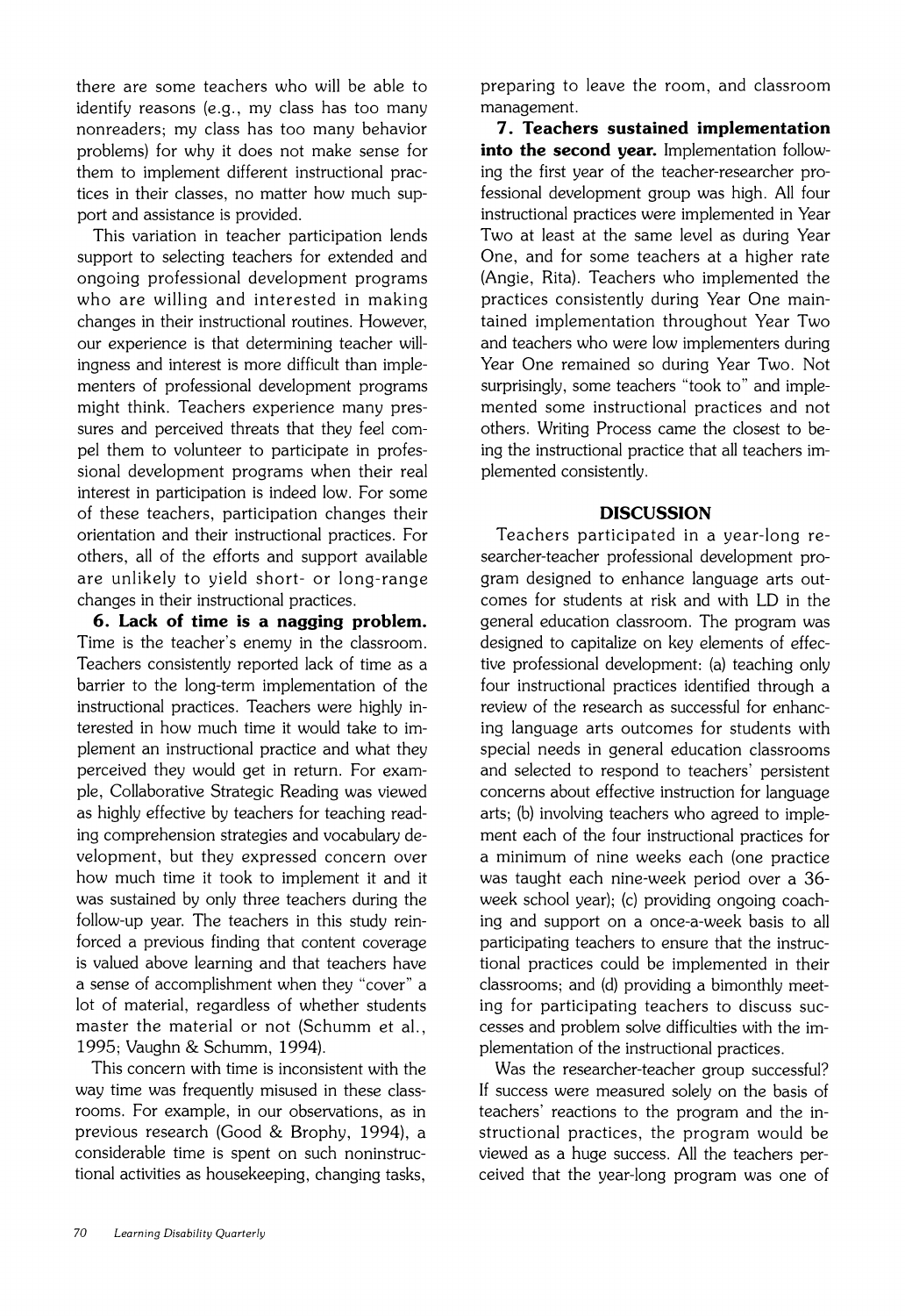there are some teachers who will be able to identify reasons (e.g., my class has too many nonreaders; my class has too many behavior problems) for why it does not make sense for them to implement different instructional practices in their classes, no matter how much support and assistance is provided.

This variation in teacher participation lends support to selecting teachers for extended and ongoing professional development programs who are willing and interested in making changes in their instructional routines. However, our experience is that determining teacher willingness and interest is more difficult than implementers of professional development programs might think. Teachers experience many pressures and perceived threats that they feel compel them to volunteer to participate in professional development programs when their real interest in participation is indeed low. For some of these teachers, participation changes their orientation and their instructional practices. For others, all of the efforts and support available are unlikely to yield short- or long-range changes in their instructional practices.

**6. Lack of time is a nagging problem.** Time is the teacher's enemy in the classroom. Teachers consistently reported lack of time as a barrier to the long-term implementation of the instructional practices. Teachers were highly interested in how much time it would take to implement an instructional practice and what they perceived they would get in return. For example, Collaborative Strategic Reading was viewed as highly effective by teachers for teaching reading comprehension strategies and vocabulary development, but they expressed concern over how much time it took to implement it and it was sustained by only three teachers during the follow-up year. The teachers in this study reinforced a previous finding that content coverage is valued above learning and that teachers have a sense of accomplishment when they "cover" a lot of material, regardless of whether students master the material or not (Schumm et al., 1995; Vaughn & Schumm, 1994).

This concern with time is inconsistent with the way time was frequently misused in these classrooms. For example, in our observations, as in previous research (Good & Brophy, 1994), a considerable time is spent on such noninstructional activities as housekeeping, changing tasks, preparing to leave the room, and classroom management.

**7. Teachers sustained implementation into the second year.** Implementation following the first year of the teacher-researcher professional development group was high. All four instructional practices were implemented in Year Two at least at the same level as during Year One, and for some teachers at a higher rate (Angie, Rita). Teachers who implemented the practices consistently during Year One maintained implementation throughout Year Two and teachers who were low implementers during Year One remained so during Year Two. Not surprisingly, some teachers "took to" and implemented some instructional practices and not others. Writing Process came the closest to being the instructional practice that all teachers implemented consistently.

## DISCUSSION

Teachers participated in a year-long researcher-teacher professional development program designed to enhance language arts outcomes for students at risk and with LD in the general education classroom. The program was designed to capitalize on key elements of effective professional development: (a) teaching only four instructional practices identified through a review of the research as successful for enhancing language arts outcomes for students with special needs in general education classrooms and selected to respond to teachers' persistent concerns about effective instruction for language arts; (b) involving teachers who agreed to implement each of the four instructional practices for a minimum of nine weeks each (one practice was taught each nine-week period over a 36-week school year); (c) providing ongoing coaching and support on a once-a-week basis to all participating teachers to ensure that the instructional practices could be implemented in their classrooms; and (d) providing a bimonthly meeting for participating teachers to discuss successes and problem solve difficulties with the implementation of the instructional practices.

Was the researcher-teacher group successful? If success were measured solely on the basis of teachers' reactions to the program and the instructional practices, the program would be viewed as a huge success. All the teachers perceived that the year-long program was one of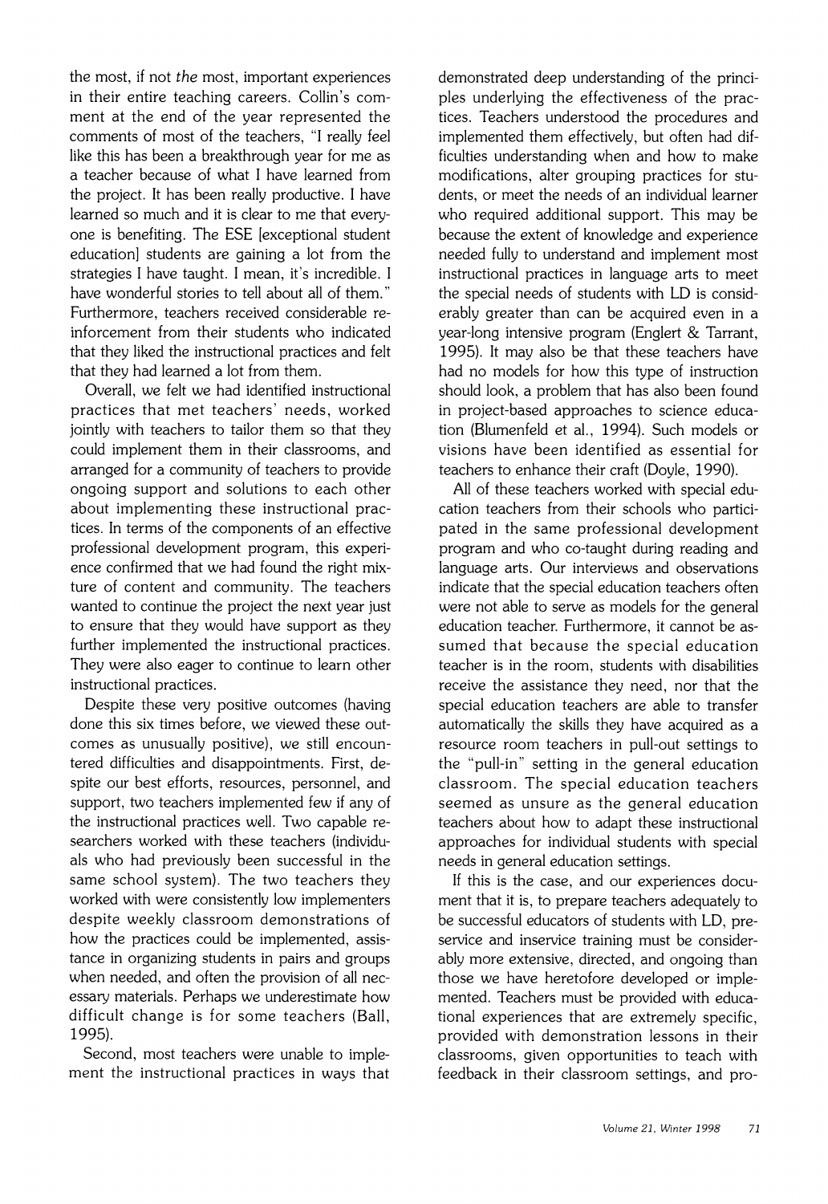the most, if not *the* most, important experiences in their entire teaching careers. Collin's comment at the end of the year represented the comments of most of the teachers, "I really feel like this has been a breakthrough year for me as a teacher because of what I have learned from the project. It has been really productive. I have learned so much and it is clear to me that everyone is benefiting. The ESE [exceptional student education] students are gaining a lot from the strategies I have taught. I mean, it's incredible. I have wonderful stories to tell about all of them." Furthermore, teachers received considerable reinforcement from their students who indicated that they liked the instructional practices and felt that they had learned a lot from them.

Overall, we felt we had identified instructional practices that met teachers' needs, worked jointly with teachers to tailor them so that they could implement them in their classrooms, and arranged for a community of teachers to provide ongoing support and solutions to each other about implementing these instructional practices. In terms of the components of an effective professional development program, this experience confirmed that we had found the right mixture of content and community. The teachers wanted to continue the project the next year just to ensure that they would have support as they further implemented the instructional practices. They were also eager to continue to learn other instructional practices.

Despite these very positive outcomes (having done this six times before, we viewed these outcomes as unusually positive), we still encountered difficulties and disappointments. First, despite our best efforts, resources, personnel, and support, two teachers implemented few if any of the instructional practices well. Two capable researchers worked with these teachers (individuals who had previously been successful in the same school system). The two teachers they worked with were consistently low implementers despite weekly classroom demonstrations of how the practices could be implemented, assistance in organizing students in pairs and groups when needed, and often the provision of all necessary materials. Perhaps we underestimate how difficult change is for some teachers (Ball, 1995).

Second, most teachers were unable to implement the instructional practices in ways that demonstrated deep understanding of the principles underlying the effectiveness of the practices. Teachers understood the procedures and implemented them effectively, but often had difficulties understanding when and how to make modifications, alter grouping practices for students, or meet the needs of an individual learner who required additional support. This may be because the extent of knowledge and experience needed fully to understand and implement most instructional practices in language arts to meet the special needs of students with LD is considerably greater than can be acquired even in a year-long intensive program (Englert & Tarrant, 1995). It may also be that these teachers have had no models for how this type of instruction should look, a problem that has also been found in project-based approaches to science education (Blumenfeld et al., 1994). Such models or visions have been identified as essential for teachers to enhance their craft (Doyle, 1990).

All of these teachers worked with special education teachers from their schools who participated in the same professional development program and who co-taught during reading and language arts. Our interviews and observations indicate that the special education teachers often were not able to serve as models for the general education teacher. Furthermore, it cannot be assumed that because the special education teacher is in the room, students with disabilities receive the assistance they need, nor that the special education teachers are able to transfer automatically the skills they have acquired as a resource room teachers in pull-out settings to the "pull-in" setting in the general education classroom. The special education teachers seemed as unsure as the general education teachers about how to adapt these instructional approaches for individual students with special needs in general education settings.

If this is the case, and our experiences document that it is, to prepare teachers adequately to be successful educators of students with LD, preservice and inservice training must be considerably more extensive, directed, and ongoing than those we have heretofore developed or implemented. Teachers must be provided with educational experiences that are extremely specific, provided with demonstration lessons in their classrooms, given opportunities to teach with feedback in their classroom settings, and pro-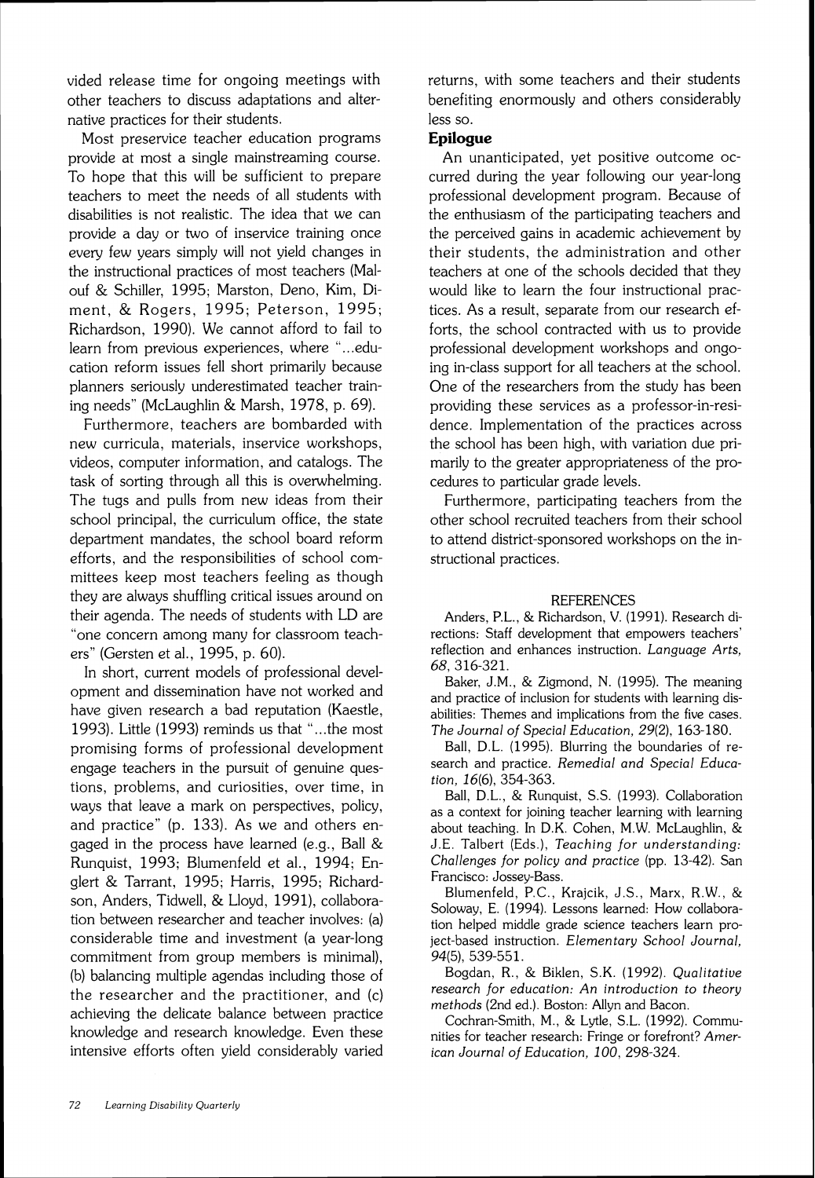vided release time for ongoing meetings with other teachers to discuss adaptations and alternative practices for their students.

Most preservice teacher education programs provide at most a single mainstreaming course. To hope that this will be sufficient to prepare teachers to meet the needs of all students with disabilities is not realistic. The idea that we can provide a day or two of inservice training once every few years simply will not yield changes in the instructional practices of most teachers (Malouf & Schiller, 1995; Marston, Deno, Kim, Diment, & Rogers, 1995; Peterson, 1995; Richardson, 1990). We cannot afford to fail to learn from previous experiences, where "...education reform issues fell short primarily because planners seriously underestimated teacher training needs" (McLaughlin & Marsh, 1978, p. 69).

Furthermore, teachers are bombarded with new curricula, materials, inservice workshops, videos, computer information, and catalogs. The task of sorting through all this is overwhelming. The tugs and pulls from new ideas from their school principal, the curriculum office, the state department mandates, the school board reform efforts, and the responsibilities of school committees keep most teachers feeling as though they are always shuffling critical issues around on their agenda. The needs of students with LD are "one concern among many for classroom teachers" (Gersten et al., 1995, p. 60).

In short, current models of professional development and dissemination have not worked and have given research a bad reputation (Kaestle, 1993). Little (1993) reminds us that "...the most promising forms of professional development engage teachers in the pursuit of genuine questions, problems, and curiosities, over time, in ways that leave a mark on perspectives, policy, and practice" (p. 133). As we and others engaged in the process have learned (e.g., Ball & Runquist, 1993; Blumenfeld et al., 1994; Englert & Tarrant, 1995; Harris, 1995; Richardson, Anders, Tidwell, & Lloyd, 1991), collaboration between researcher and teacher involves: (a) considerable time and investment (a year-long commitment from group members is minimal), (b) balancing multiple agendas including those of the researcher and the practitioner, and (c) achieving the delicate balance between practice knowledge and research knowledge. Even these intensive efforts often yield considerably varied returns, with some teachers and their students benefiting enormously and others considerably less so.

## Epilogue

An unanticipated, yet positive outcome occurred during the year following our year-long professional development program. Because of the enthusiasm of the participating teachers and the perceived gains in academic achievement by their students, the administration and other teachers at one of the schools decided that they would like to learn the four instructional practices. As a result, separate from our research efforts, the school contracted with us to provide professional development workshops and ongoing in-class support for all teachers at the school. One of the researchers from the study has been providing these services as a professor-in-residence. Implementation of the practices across the school has been high, with variation due primarily to the greater appropriateness of the procedures to particular grade levels.

Furthermore, participating teachers from the other school recruited teachers from their school to attend district-sponsored workshops on the instructional practices.

## REFERENCES

Anders, P.L., & Richardson, V. (1991). Research directions: Staff development that empowers teachers' reflection and enhances instruction. *Language Arts, 68*, 316-321.

Baker, J.M., & Zigmond, N. (1995). The meaning and practice of inclusion for students with learning disabilities: Themes and implications from the five cases. *The Journal of Special Education, 29*(2), 163-180.

Ball, D.L. (1995). Blurring the boundaries of research and practice. *Remedial and Special Education, 16*(6), 354-363.

Ball, D.L., & Runquist, S.S. (1993). Collaboration as a context for joining teacher learning with learning about teaching. In D.K. Cohen, M.W. McLaughlin, & J.E. Talbert (Eds.), *Teaching for understanding: Challenges for policy and practice* (pp. 13-42). San Francisco: Jossey-Bass.

Blumenfeld, P.C., Krajcik, J.S., Marx, R.W., & Soloway, E. (1994). Lessons learned: How collaboration helped middle grade science teachers learn project-based instruction. *Elementary School Journal, 94*(5), 539-551.

Bogdan, R., & Biklen, S.K. (1992). *Qualitative research for education: An introduction to theory methods* (2nd ed.). Boston: Allyn and Bacon.

Cochran-Smith, M., & Lytle, S.L. (1992). Communities for teacher research: Fringe or forefront? *American Journal of Education, 100*, 298-324.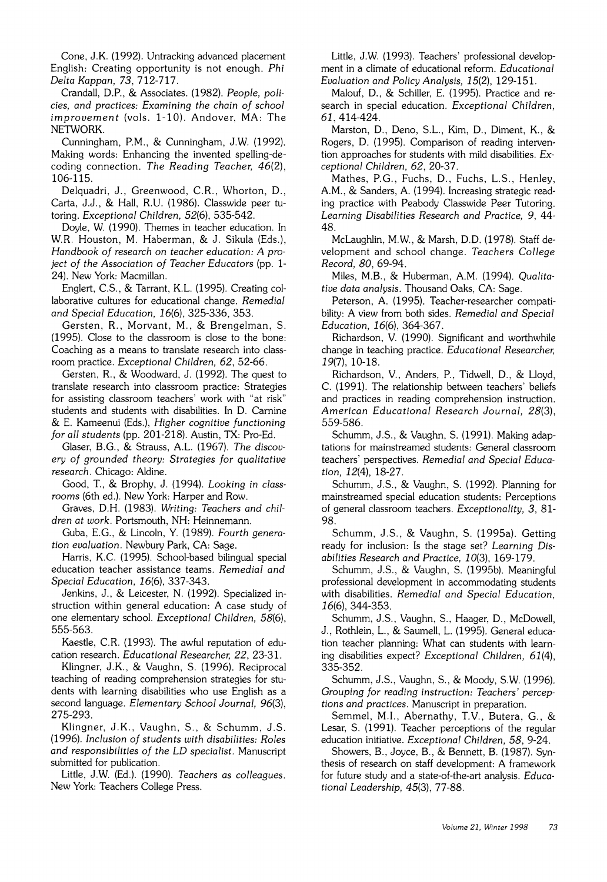Cone, J.K. (1992). Untracking advanced placement English: Creating opportunity is not enough. *Phi Delta Kappan, 73*, 712-717.

Crandall, D.P., & Associates. (1982). *People, policies, and practices: Examining the chain of school improvement* (vols. 1-10). Andover, MA: The NETWORK.

Cunningham, P.M., & Cunningham, J.W. (1992). Making words: Enhancing the invented spelling-decoding connection. *The Reading Teacher, 46*(2), 106-115.

Delquadri, J., Greenwood, C.R., Whorton, D., Carta, J.J., & Hall, R.U. (1986). Classwide peer tutoring. *Exceptional Children, 52*(6), 535-542.

Doyle, W. (1990). Themes in teacher education. In W.R. Houston, M. Haberman, & J. Sikula (Eds.), *Handbook of research on teacher education: A project of the Association of Teacher Educators* (pp. 1-24). New York: Macmillan.

Englert, C.S., & Tarrant, K.L. (1995). Creating collaborative cultures for educational change. *Remedial and Special Education, 16*(6), 325-336, 353.

Gersten, R., Morvant, M., & Brengelman, S. (1995). Close to the classroom is close to the bone: Coaching as a means to translate research into classroom practice. *Exceptional Children, 62*, 52-66.

Gersten, R., & Woodward, J. (1992). The quest to translate research into classroom practice: Strategies for assisting classroom teachers' work with "at risk" students and students with disabilities. In D. Carnine & E. Kameenui (Eds.), *Higher cognitive functioning for all students* (pp. 201-218). Austin, TX: Pro-Ed.

Glaser, B.G., & Strauss, A.L. (1967). *The discovery of grounded theory: Strategies for qualitative research*. Chicago: Aldine.

Good, T., & Brophy, J. (1994). *Looking in classrooms* (6th ed.). New York: Harper and Row.

Graves, D.H. (1983). *Writing: Teachers and children at work*. Portsmouth, NH: Heinnemann.

Guba, E.G., & Lincoln, Y. (1989). *Fourth generation evaluation*. Newbury Park, CA: Sage.

Harris, K.C. (1995). School-based bilingual special education teacher assistance teams. *Remedial and Special Education, 16*(6), 337-343.

Jenkins, J., & Leicester, N. (1992). Specialized instruction within general education: A case study of one elementary school. *Exceptional Children, 58*(6), 555-563.

Kaestle, C.R. (1993). The awful reputation of education research. *Educational Researcher, 22*, 23-31.

Klingner, J.K., & Vaughn, S. (1996). Reciprocal teaching of reading comprehension strategies for students with learning disabilities who use English as a second language. *Elementary School Journal, 96*(3), 275-293.

Klingner, J.K., Vaughn, S., & Schumm, J.S. (1996). *Inclusion of students with disabilities: Roles and responsibilities of the LD specialist*. Manuscript submitted for publication.

Little, J.W. (Ed.). (1990). *Teachers as colleagues*. New York: Teachers College Press.

Little, J.W. (1993). Teachers' professional development in a climate of educational reform. *Educational Evaluation and Policy Analysis, 15*(2), 129-151.

Malouf, D., & Schiller, E. (1995). Practice and research in special education. *Exceptional Children, 61*, 414-424.

Marston, D., Deno, S.L., Kim, D., Diment, K., & Rogers, D. (1995). Comparison of reading intervention approaches for students with mild disabilities. *Exceptional Children, 62*, 20-37.

Mathes, P.G., Fuchs, D., Fuchs, L.S., Henley, A.M., & Sanders, A. (1994). Increasing strategic reading practice with Peabody Classwide Peer Tutoring. *Learning Disabilities Research and Practice, 9*, 44-48.

McLaughlin, M.W., & Marsh, D.D. (1978). Staff development and school change. *Teachers College Record, 80*, 69-94.

Miles, M.B., & Huberman, A.M. (1994). *Qualitative data analysis*. Thousand Oaks, CA: Sage.

Peterson, A. (1995). Teacher-researcher compatibility: A view from both sides. *Remedial and Special Education, 16*(6), 364-367.

Richardson, V. (1990). Significant and worthwhile change in teaching practice. *Educational Researcher, 19*(7), 10-18.

Richardson, V., Anders, P., Tidwell, D., & Lloyd, C. (1991). The relationship between teachers' beliefs and practices in reading comprehension instruction. *American Educational Research Journal, 28*(3), 559-586.

Schumm, J.S., & Vaughn, S. (1991). Making adaptations for mainstreamed students: General classroom teachers' perspectives. *Remedial and Special Education, 12*(4), 18-27.

Schumm, J.S., & Vaughn, S. (1992). Planning for mainstreamed special education students: Perceptions of general classroom teachers. *Exceptionality, 3*, 81-98.

Schumm, J.S., & Vaughn, S. (1995a). Getting ready for inclusion: Is the stage set? *Learning Disabilities Research and Practice, 10*(3), 169-179.

Schumm, J.S., & Vaughn, S. (1995b). Meaningful professional development in accommodating students with disabilities. *Remedial and Special Education, 16*(6), 344-353.

Schumm, J.S., Vaughn, S., Haager, D., McDowell, J., Rothlein, L., & Saumell, L. (1995). General education teacher planning: What can students with learning disabilities expect? *Exceptional Children, 61*(4), 335-352.

Schumm, J.S., Vaughn, S., & Moody, S.W. (1996). *Grouping for reading instruction: Teachers' perceptions and practices*. Manuscript in preparation.

Semmel, M.I., Abernathy, T.V., Butera, G., & Lesar, S. (1991). Teacher perceptions of the regular education initiative. *Exceptional Children, 58*, 9-24.

Showers, B., Joyce, B., & Bennett, B. (1987). Synthesis of research on staff development: A framework for future study and a state-of-the-art analysis. *Educational Leadership, 45*(3), 77-88.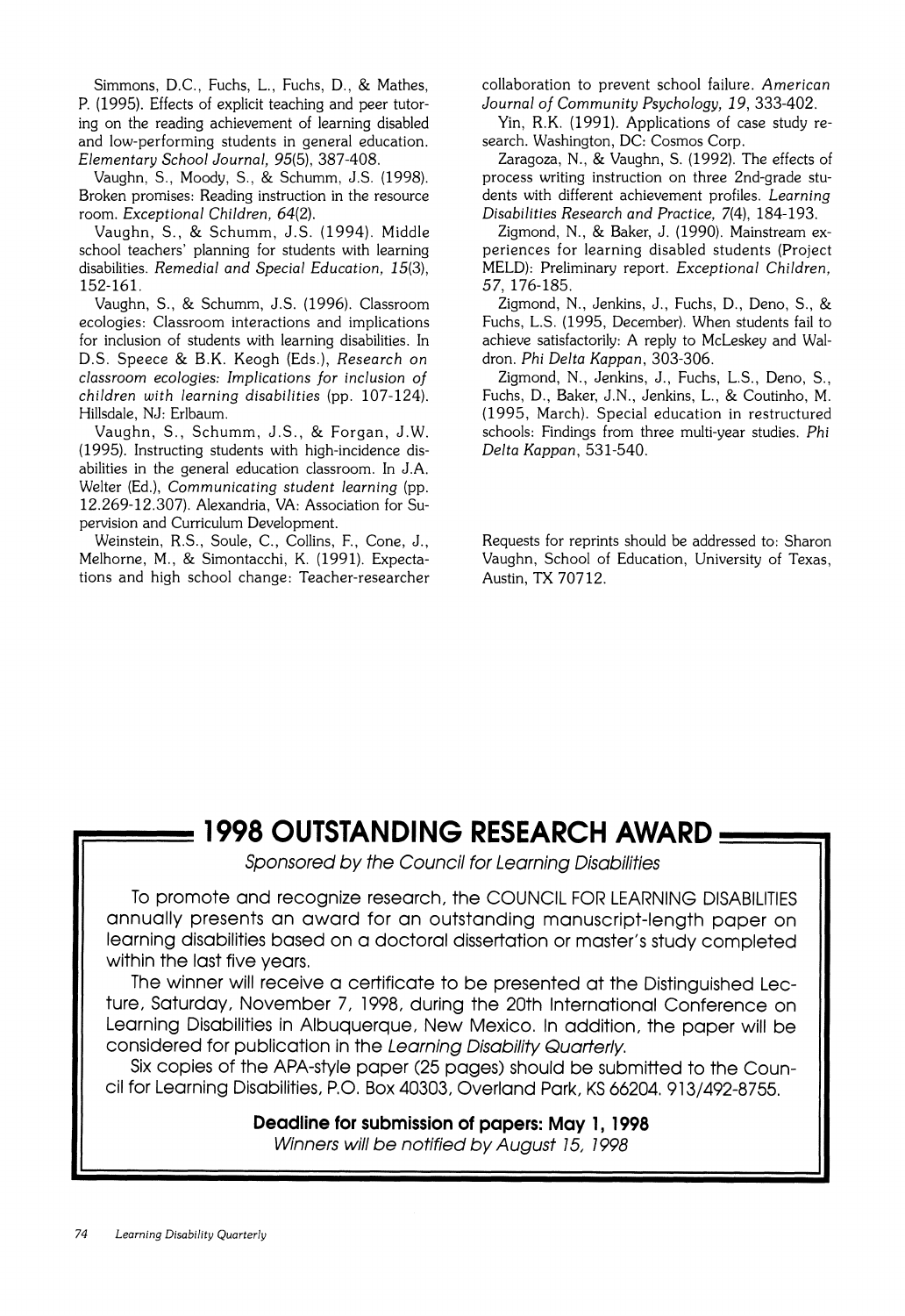Simmons, D.C., Fuchs, L., Fuchs, D., & Mathes, P. (1995). Effects of explicit teaching and peer tutoring on the reading achievement of learning disabled and low-performing students in general education. *Elementary School Journal, 95*(5), 387-408.

Vaughn, S., Moody, S., & Schumm, J.S. (1998). Broken promises: Reading instruction in the resource room. *Exceptional Children, 64*(2).

Vaughn, S., & Schumm, J.S. (1994). Middle school teachers' planning for students with learning disabilities. *Remedial and Special Education, 15*(3), 152-161.

Vaughn, S., & Schumm, J.S. (1996). Classroom ecologies: Classroom interactions and implications for inclusion of students with learning disabilities. In D.S. Speece & B.K. Keogh (Eds.), *Research on classroom ecologies: Implications for inclusion of children with learning disabilities* (pp. 107-124). Hillsdale, NJ: Erlbaum.

Vaughn, S., Schumm, J.S., & Forgan, J.W. (1995). Instructing students with high-incidence disabilities in the general education classroom. In J.A. Welter (Ed.), *Communicating student learning* (pp. 12.269-12.307). Alexandria, VA: Association for Supervision and Curriculum Development.

Weinstein, R.S., Soule, C., Collins, F., Cone, J., Melhorne, M., & Simontacchi, K. (1991). Expectations and high school change: Teacher-researcher collaboration to prevent school failure. *American Journal of Community Psychology, 19*, 333-402.

Yin, R.K. (1991). Applications of case study research. Washington, DC: Cosmos Corp.

Zaragoza, N., & Vaughn, S. (1992). The effects of process writing instruction on three 2nd-grade students with different achievement profiles. *Learning Disabilities Research and Practice, 7*(4), 184-193.

Zigmond, N., & Baker, J. (1990). Mainstream experiences for learning disabled students (Project MELD): Preliminary report. *Exceptional Children, 57*, 176-185.

Zigmond, N., Jenkins, J., Fuchs, D., Deno, S., & Fuchs, L.S. (1995, December). When students fail to achieve satisfactorily: A reply to McLeskey and Waldron. *Phi Delta Kappan*, 303-306.

Zigmond, N., Jenkins, J., Fuchs, L.S., Deno, S., Fuchs, D., Baker, J.N., Jenkins, L., & Coutinho, M. (1995, March). Special education in restructured schools: Findings from three multi-year studies. *Phi Delta Kappan*, 531-540.

Requests for reprints should be addressed to: Sharon Vaughn, School of Education, University of Texas, Austin, TX 70712.

## 1998 OUTSTANDING RESEARCH AWARD

*Sponsored by the Council for Learning Disabilities*

To promote and recognize research, the COUNCIL FOR LEARNING DISABILITIES annually presents an award for an outstanding manuscript-length paper on learning disabilities based on a doctoral dissertation or master's study completed within the last five years.

The winner will receive a certificate to be presented at the Distinguished Lecture, Saturday, November 7, 1998, during the 20th International Conference on Learning Disabilities in Albuquerque, New Mexico. In addition, the paper will be considered for publication in the *Learning Disability Quarterly*.

Six copies of the APA-style paper (25 pages) should be submitted to the Council for Learning Disabilities, P.O. Box 40303, Overland Park, KS 66204. 913/492-8755.

**Deadline for submission of papers: May 1, 1998**

*Winners will be notified by August 15, 1998*